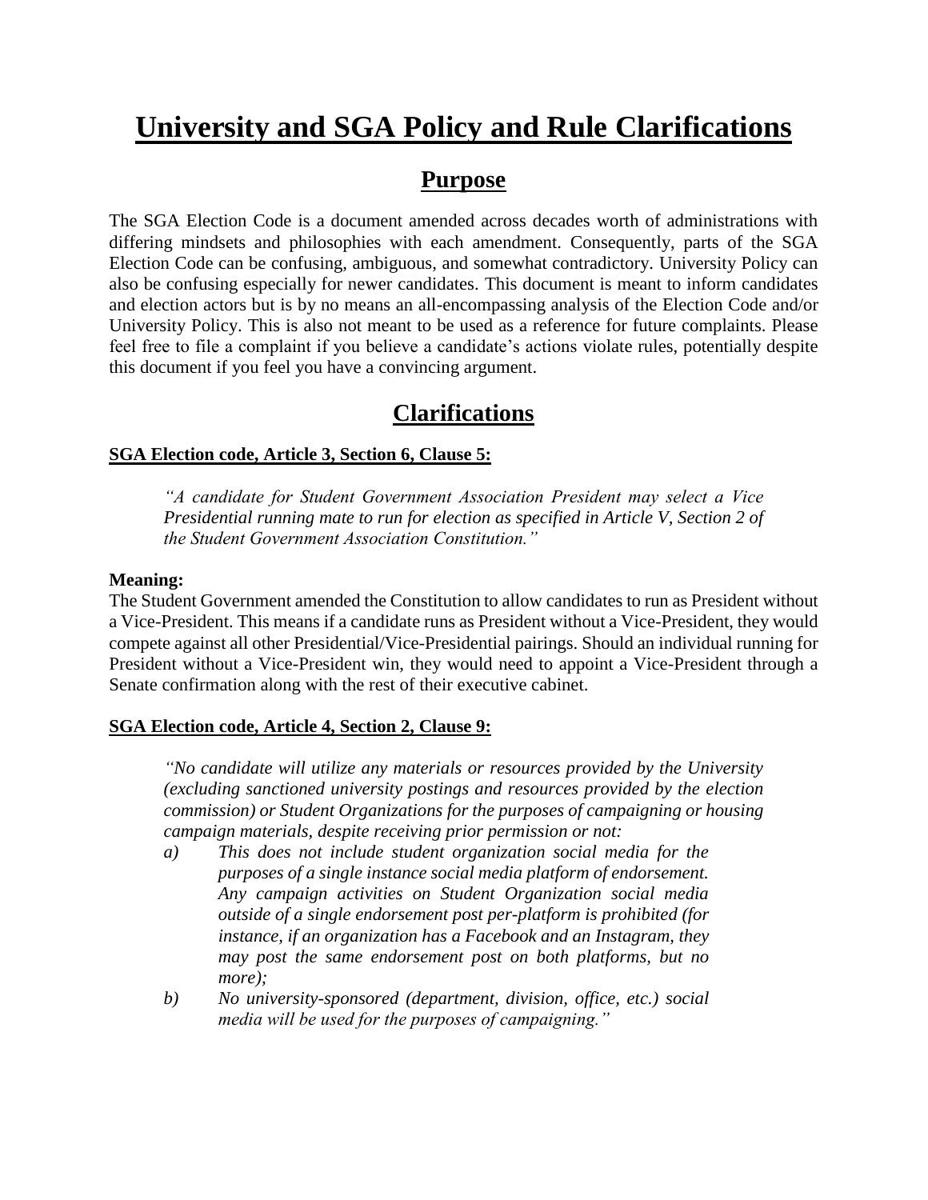# University and SGA Policy and Rule Clarifications

## Purpose

The SGA Election Code is a document amended across decades worth of administrations with differing mindsets and philosophies with each amendment. Consequently, parts of the SGA Election Code can be confusing, ambiguous, and somewhat contradictory. University Policy can also be confusing especially for newer candidates. This document is meant to inform candidates and election actors but is by no means an all-encompassing analysis of the Election Code and/or University Policy. This is also not meant to be used as a reference for future complaints. Please feel free to file a complaint if you believe a candidate's actions violate rules, potentially despite this document if you feel you have a convincing argument.

## Clarifications

**SGA Election code, Article 3, Section 6, Clause 5:**

> *"A candidate for Student Government Association President may select a Vice Presidential running mate to run for election as specified in Article V, Section 2 of the Student Government Association Constitution."*

**Meaning:**
The Student Government amended the Constitution to allow candidates to run as President without a Vice-President. This means if a candidate runs as President without a Vice-President, they would compete against all other Presidential/Vice-Presidential pairings. Should an individual running for President without a Vice-President win, they would need to appoint a Vice-President through a Senate confirmation along with the rest of their executive cabinet.

**SGA Election code, Article 4, Section 2, Clause 9:**

> *"No candidate will utilize any materials or resources provided by the University (excluding sanctioned university postings and resources provided by the election commission) or Student Organizations for the purposes of campaigning or housing campaign materials, despite receiving prior permission or not:*
>
> *a) This does not include student organization social media for the purposes of a single instance social media platform of endorsement. Any campaign activities on Student Organization social media outside of a single endorsement post per-platform is prohibited (for instance, if an organization has a Facebook and an Instagram, they may post the same endorsement post on both platforms, but no more);*
>
> *b) No university-sponsored (department, division, office, etc.) social media will be used for the purposes of campaigning."*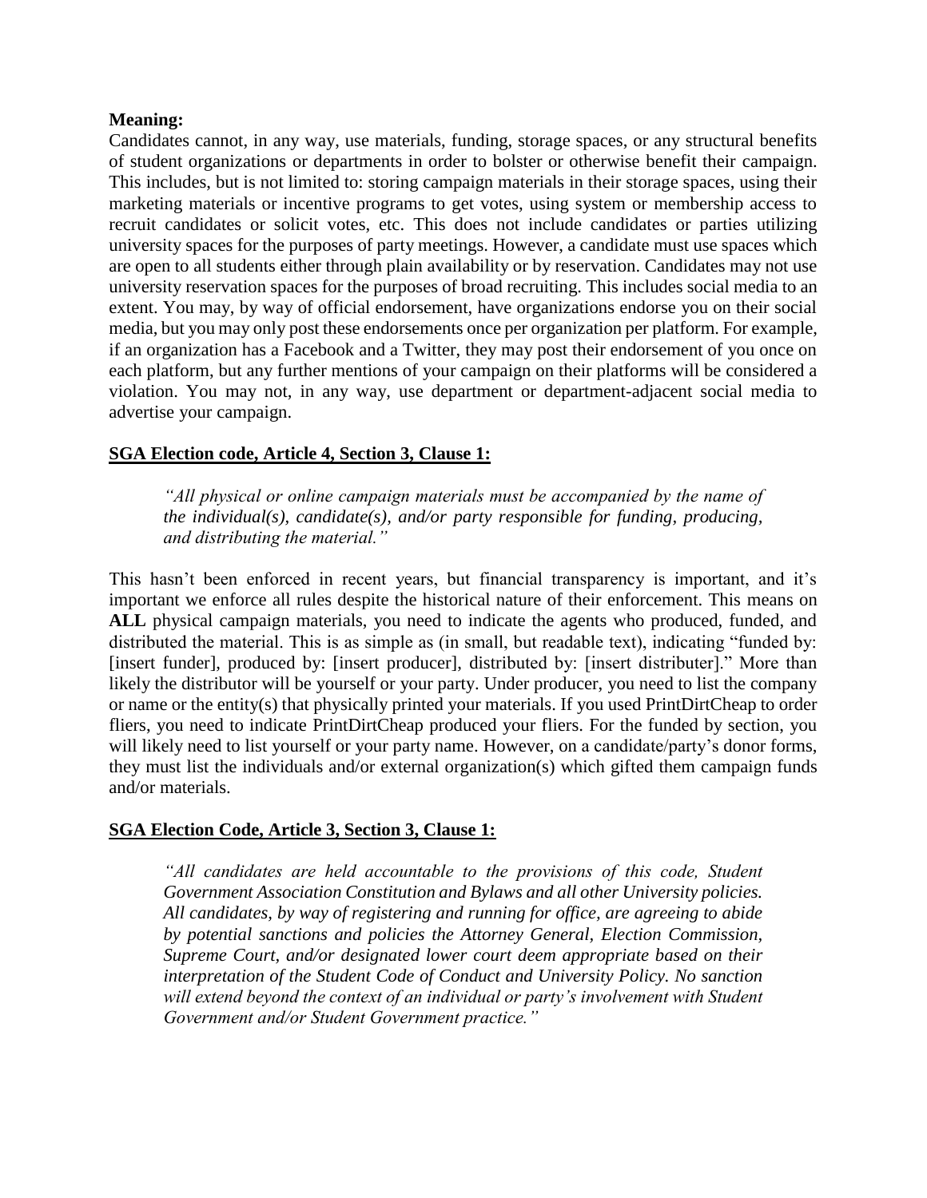**Meaning:**

Candidates cannot, in any way, use materials, funding, storage spaces, or any structural benefits of student organizations or departments in order to bolster or otherwise benefit their campaign. This includes, but is not limited to: storing campaign materials in their storage spaces, using their marketing materials or incentive programs to get votes, using system or membership access to recruit candidates or solicit votes, etc. This does not include candidates or parties utilizing university spaces for the purposes of party meetings. However, a candidate must use spaces which are open to all students either through plain availability or by reservation. Candidates may not use university reservation spaces for the purposes of broad recruiting. This includes social media to an extent. You may, by way of official endorsement, have organizations endorse you on their social media, but you may only post these endorsements once per organization per platform. For example, if an organization has a Facebook and a Twitter, they may post their endorsement of you once on each platform, but any further mentions of your campaign on their platforms will be considered a violation. You may not, in any way, use department or department-adjacent social media to advertise your campaign.

**SGA Election code, Article 4, Section 3, Clause 1:**

> *"All physical or online campaign materials must be accompanied by the name of the individual(s), candidate(s), and/or party responsible for funding, producing, and distributing the material."*

This hasn't been enforced in recent years, but financial transparency is important, and it's important we enforce all rules despite the historical nature of their enforcement. This means on **ALL** physical campaign materials, you need to indicate the agents who produced, funded, and distributed the material. This is as simple as (in small, but readable text), indicating "funded by: [insert funder], produced by: [insert producer], distributed by: [insert distributer]." More than likely the distributor will be yourself or your party. Under producer, you need to list the company or name or the entity(s) that physically printed your materials. If you used PrintDirtCheap to order fliers, you need to indicate PrintDirtCheap produced your fliers. For the funded by section, you will likely need to list yourself or your party name. However, on a candidate/party's donor forms, they must list the individuals and/or external organization(s) which gifted them campaign funds and/or materials.

**SGA Election Code, Article 3, Section 3, Clause 1:**

> *"All candidates are held accountable to the provisions of this code, Student Government Association Constitution and Bylaws and all other University policies. All candidates, by way of registering and running for office, are agreeing to abide by potential sanctions and policies the Attorney General, Election Commission, Supreme Court, and/or designated lower court deem appropriate based on their interpretation of the Student Code of Conduct and University Policy. No sanction will extend beyond the context of an individual or party's involvement with Student Government and/or Student Government practice."*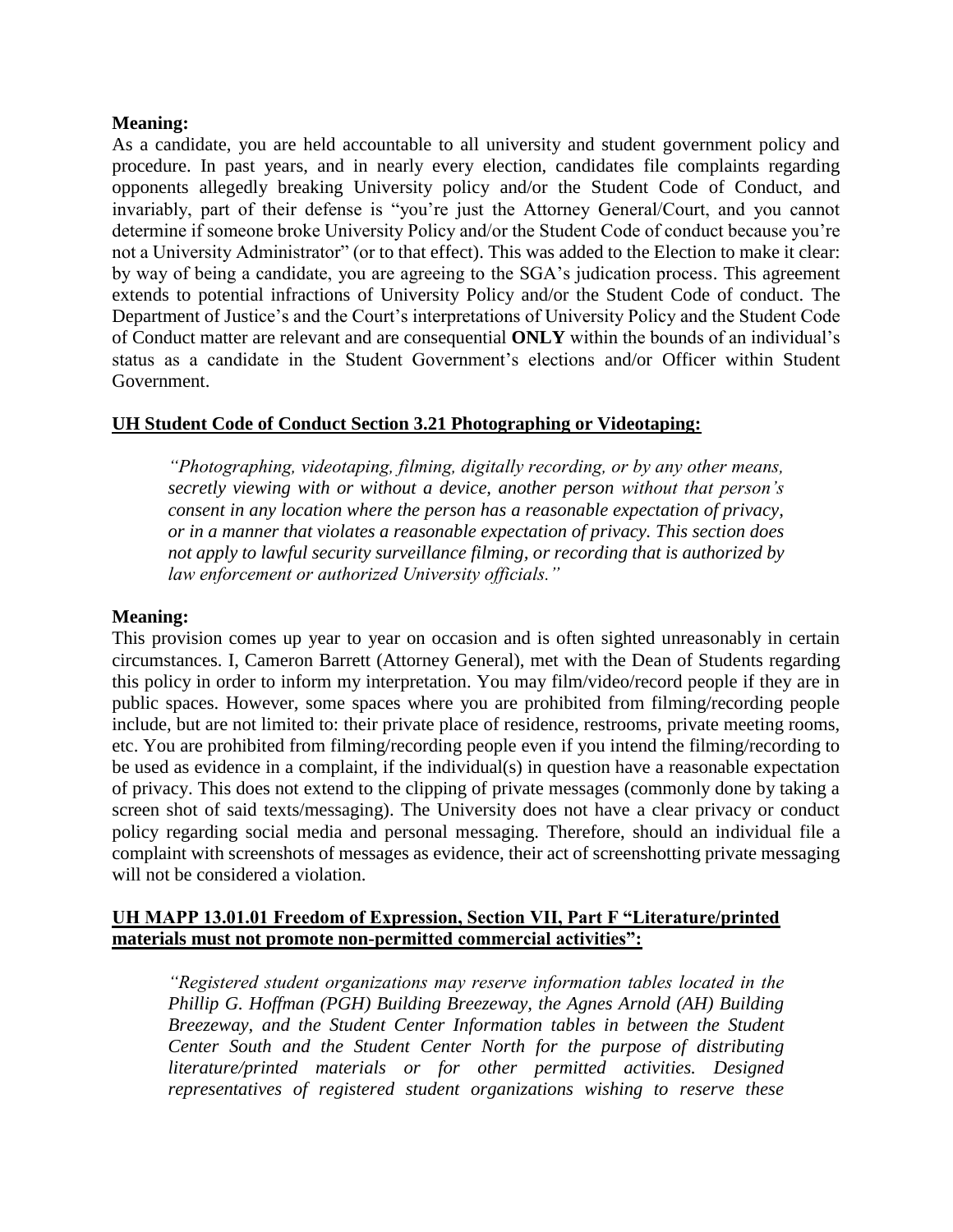**Meaning:**

As a candidate, you are held accountable to all university and student government policy and procedure. In past years, and in nearly every election, candidates file complaints regarding opponents allegedly breaking University policy and/or the Student Code of Conduct, and invariably, part of their defense is "you're just the Attorney General/Court, and you cannot determine if someone broke University Policy and/or the Student Code of conduct because you're not a University Administrator" (or to that effect). This was added to the Election to make it clear: by way of being a candidate, you are agreeing to the SGA's judication process. This agreement extends to potential infractions of University Policy and/or the Student Code of conduct. The Department of Justice's and the Court's interpretations of University Policy and the Student Code of Conduct matter are relevant and are consequential **ONLY** within the bounds of an individual's status as a candidate in the Student Government's elections and/or Officer within Student Government.

**UH Student Code of Conduct Section 3.21 Photographing or Videotaping:**

> *"Photographing, videotaping, filming, digitally recording, or by any other means, secretly viewing with or without a device, another person without that person's consent in any location where the person has a reasonable expectation of privacy, or in a manner that violates a reasonable expectation of privacy. This section does not apply to lawful security surveillance filming, or recording that is authorized by law enforcement or authorized University officials."*

**Meaning:**

This provision comes up year to year on occasion and is often sighted unreasonably in certain circumstances. I, Cameron Barrett (Attorney General), met with the Dean of Students regarding this policy in order to inform my interpretation. You may film/video/record people if they are in public spaces. However, some spaces where you are prohibited from filming/recording people include, but are not limited to: their private place of residence, restrooms, private meeting rooms, etc. You are prohibited from filming/recording people even if you intend the filming/recording to be used as evidence in a complaint, if the individual(s) in question have a reasonable expectation of privacy. This does not extend to the clipping of private messages (commonly done by taking a screen shot of said texts/messaging). The University does not have a clear privacy or conduct policy regarding social media and personal messaging. Therefore, should an individual file a complaint with screenshots of messages as evidence, their act of screenshotting private messaging will not be considered a violation.

**UH MAPP 13.01.01 Freedom of Expression, Section VII, Part F "Literature/printed materials must not promote non-permitted commercial activities":**

> *"Registered student organizations may reserve information tables located in the Phillip G. Hoffman (PGH) Building Breezeway, the Agnes Arnold (AH) Building Breezeway, and the Student Center Information tables in between the Student Center South and the Student Center North for the purpose of distributing literature/printed materials or for other permitted activities. Designed representatives of registered student organizations wishing to reserve these*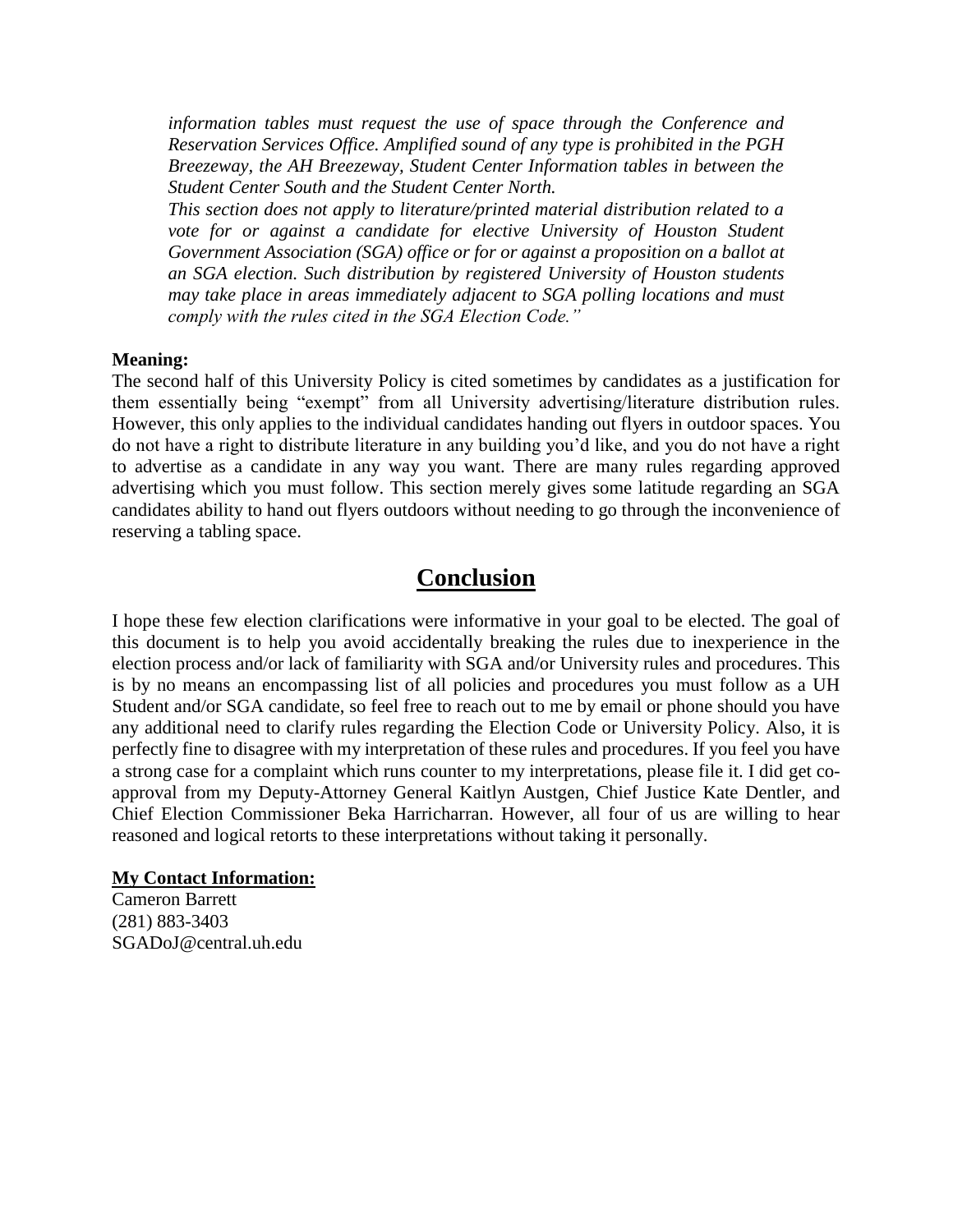*information tables must request the use of space through the Conference and Reservation Services Office. Amplified sound of any type is prohibited in the PGH Breezeway, the AH Breezeway, Student Center Information tables in between the Student Center South and the Student Center North.*

*This section does not apply to literature/printed material distribution related to a vote for or against a candidate for elective University of Houston Student Government Association (SGA) office or for or against a proposition on a ballot at an SGA election. Such distribution by registered University of Houston students may take place in areas immediately adjacent to SGA polling locations and must comply with the rules cited in the SGA Election Code."*

**Meaning:**

The second half of this University Policy is cited sometimes by candidates as a justification for them essentially being "exempt" from all University advertising/literature distribution rules. However, this only applies to the individual candidates handing out flyers in outdoor spaces. You do not have a right to distribute literature in any building you'd like, and you do not have a right to advertise as a candidate in any way you want. There are many rules regarding approved advertising which you must follow. This section merely gives some latitude regarding an SGA candidates ability to hand out flyers outdoors without needing to go through the inconvenience of reserving a tabling space.

## Conclusion

I hope these few election clarifications were informative in your goal to be elected. The goal of this document is to help you avoid accidentally breaking the rules due to inexperience in the election process and/or lack of familiarity with SGA and/or University rules and procedures. This is by no means an encompassing list of all policies and procedures you must follow as a UH Student and/or SGA candidate, so feel free to reach out to me by email or phone should you have any additional need to clarify rules regarding the Election Code or University Policy. Also, it is perfectly fine to disagree with my interpretation of these rules and procedures. If you feel you have a strong case for a complaint which runs counter to my interpretations, please file it. I did get co-approval from my Deputy-Attorney General Kaitlyn Austgen, Chief Justice Kate Dentler, and Chief Election Commissioner Beka Harricharran. However, all four of us are willing to hear reasoned and logical retorts to these interpretations without taking it personally.

**My Contact Information:**

Cameron Barrett
(281) 883-3403
SGADoJ@central.uh.edu